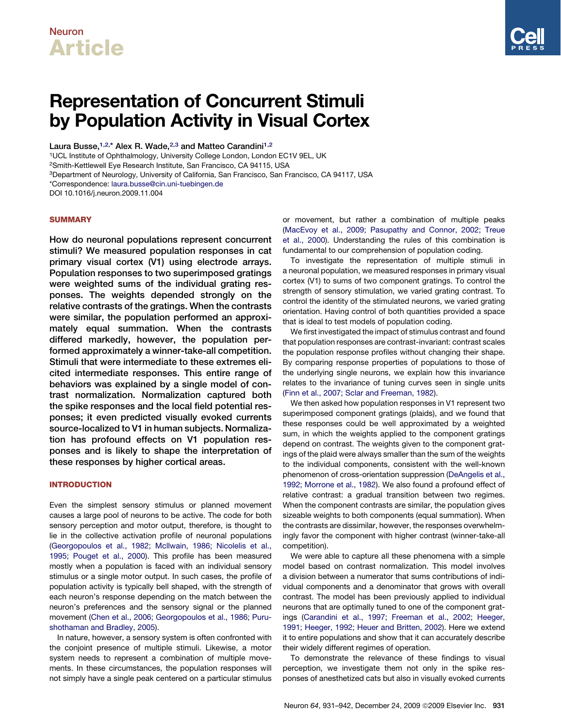Neuron

Article

# Representation of Concurrent Stimuli by Population Activity in Visual Cortex

Laura Busse,[1,2,*] Alex R. Wade,[2,3] and Matteo Carandini[1,2]

[1]UCL Institute of Ophthalmology, University College London, London EC1V 9EL, UK
[2]Smith-Kettlewell Eye Research Institute, San Francisco, CA 94115, USA
[3]Department of Neurology, University of California, San Francisco, San Francisco, CA 94117, USA
*Correspondence: laura.busse@cin.uni-tuebingen.de
DOI 10.1016/j.neuron.2009.11.004

## SUMMARY

**How do neuronal populations represent concurrent stimuli? We measured population responses in cat primary visual cortex (V1) using electrode arrays. Population responses to two superimposed gratings were weighted sums of the individual grating responses. The weights depended strongly on the relative contrasts of the gratings. When the contrasts were similar, the population performed an approximately equal summation. When the contrasts differed markedly, however, the population performed approximately a winner-take-all competition. Stimuli that were intermediate to these extremes elicited intermediate responses. This entire range of behaviors was explained by a single model of contrast normalization. Normalization captured both the spike responses and the local field potential responses; it even predicted visually evoked currents source-localized to V1 in human subjects. Normalization has profound effects on V1 population responses and is likely to shape the interpretation of these responses by higher cortical areas.**

## INTRODUCTION

Even the simplest sensory stimulus or planned movement causes a large pool of neurons to be active. The code for both sensory perception and motor output, therefore, is thought to lie in the collective activation profile of neuronal populations (Georgopoulos et al., 1982; McIlwain, 1986; Nicolelis et al., 1995; Pouget et al., 2000). This profile has been measured mostly when a population is faced with an individual sensory stimulus or a single motor output. In such cases, the profile of population activity is typically bell shaped, with the strength of each neuron's response depending on the match between the neuron's preferences and the sensory signal or the planned movement (Chen et al., 2006; Georgopoulos et al., 1986; Purushothaman and Bradley, 2005).

In nature, however, a sensory system is often confronted with the conjoint presence of multiple stimuli. Likewise, a motor system needs to represent a combination of multiple movements. In these circumstances, the population responses will not simply have a single peak centered on a particular stimulus or movement, but rather a combination of multiple peaks (MacEvoy et al., 2009; Pasupathy and Connor, 2002; Treue et al., 2000). Understanding the rules of this combination is fundamental to our comprehension of population coding.

To investigate the representation of multiple stimuli in a neuronal population, we measured responses in primary visual cortex (V1) to sums of two component gratings. To control the strength of sensory stimulation, we varied grating contrast. To control the identity of the stimulated neurons, we varied grating orientation. Having control of both quantities provided a space that is ideal to test models of population coding.

We first investigated the impact of stimulus contrast and found that population responses are contrast-invariant: contrast scales the population response profiles without changing their shape. By comparing response properties of populations to those of the underlying single neurons, we explain how this invariance relates to the invariance of tuning curves seen in single units (Finn et al., 2007; Sclar and Freeman, 1982).

We then asked how population responses in V1 represent two superimposed component gratings (plaids), and we found that these responses could be well approximated by a weighted sum, in which the weights applied to the component gratings depend on contrast. The weights given to the component gratings of the plaid were always smaller than the sum of the weights to the individual components, consistent with the well-known phenomenon of cross-orientation suppression (DeAngelis et al., 1992; Morrone et al., 1982). We also found a profound effect of relative contrast: a gradual transition between two regimes. When the component contrasts are similar, the population gives sizeable weights to both components (equal summation). When the contrasts are dissimilar, however, the responses overwhelmingly favor the component with higher contrast (winner-take-all competition).

We were able to capture all these phenomena with a simple model based on contrast normalization. This model involves a division between a numerator that sums contributions of individual components and a denominator that grows with overall contrast. The model has been previously applied to individual neurons that are optimally tuned to one of the component gratings (Carandini et al., 1997; Freeman et al., 2002; Heeger, 1991; Heeger, 1992; Heuer and Britten, 2002). Here we extend it to entire populations and show that it can accurately describe their widely different regimes of operation.

To demonstrate the relevance of these findings to visual perception, we investigate them not only in the spike responses of anesthetized cats but also in visually evoked currents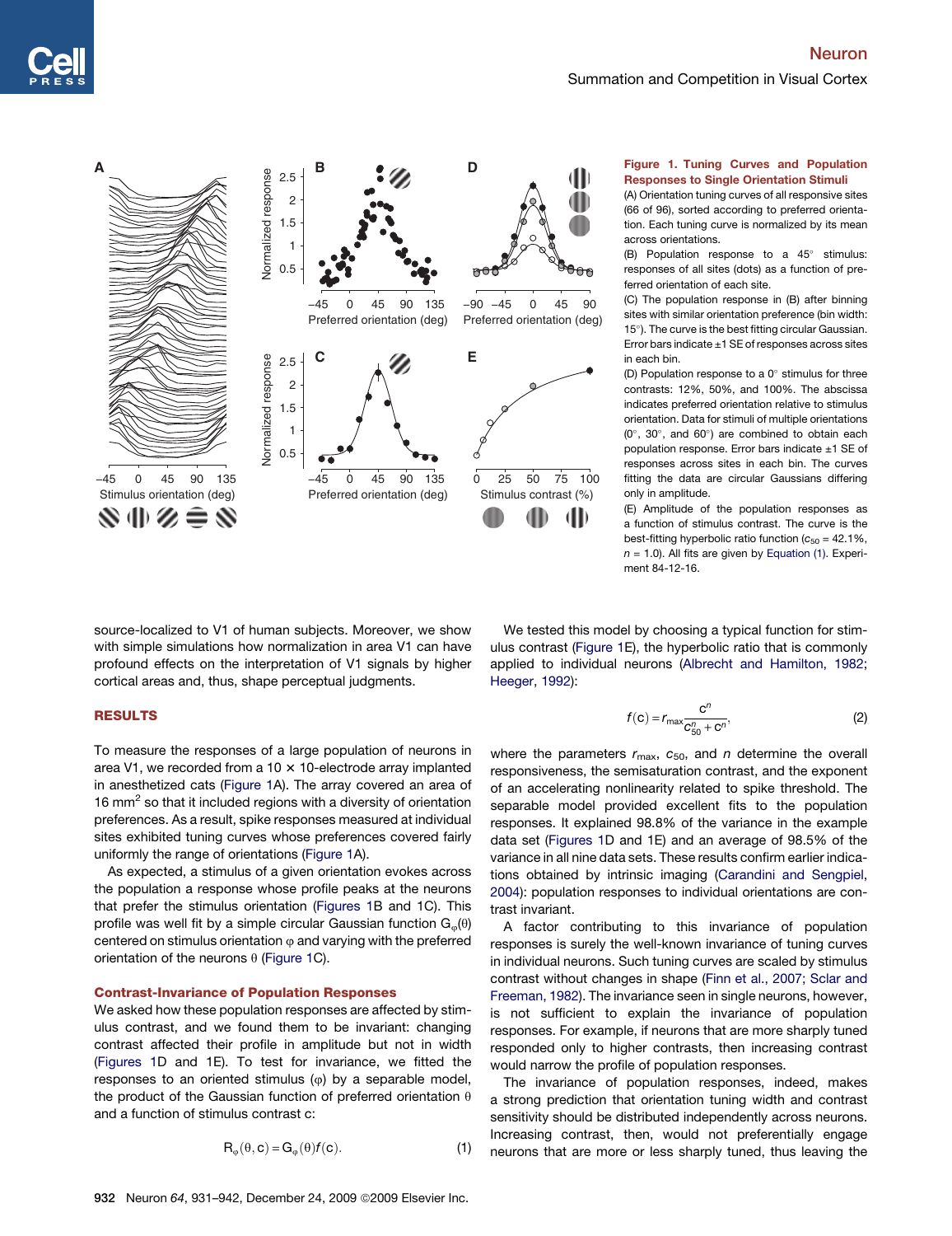**Figure 1. Tuning Curves and Population Responses to Single Orientation Stimuli**

(A) Orientation tuning curves of all responsive sites (66 of 96), sorted according to preferred orientation. Each tuning curve is normalized by its mean across orientations.

(B) Population response to a 45° stimulus: responses of all sites (dots) as a function of preferred orientation of each site.

(C) The population response in (B) after binning sites with similar orientation preference (bin width: 15°). The curve is the best fitting circular Gaussian. Error bars indicate ±1 SE of responses across sites in each bin.

(D) Population response to a 0° stimulus for three contrasts: 12%, 50%, and 100%. The abscissa indicates preferred orientation relative to stimulus orientation. Data for stimuli of multiple orientations (0°, 30°, and 60°) are combined to obtain each population response. Error bars indicate ±1 SE of responses across sites in each bin. The curves are circular Gaussians differing only in amplitude.

(E) Amplitude of the population responses as a function of stimulus contrast. The curve is the best-fitting hyperbolic ratio function ($c_{50}$ = 42.1%, $n$ = 1.0). All fits are given by Equation (1). Experiment 84-12-16.

source-localized to V1 of human subjects. Moreover, we show with simple simulations how normalization in area V1 can have profound effects on the interpretation of V1 signals by higher cortical areas and, thus, shape perceptual judgments.

## RESULTS

To measure the responses of a large population of neurons in area V1, we recorded from a 10 × 10-electrode array implanted in anesthetized cats (Figure 1A). The array covered an area of 16 mm$^2$ so that it included regions with a diversity of orientation preferences. As a result, spike responses measured at individual sites exhibited tuning curves whose preferences covered fairly uniformly the range of orientations (Figure 1A).

As expected, a stimulus of a given orientation evokes across the population a response whose profile peaks at the neurons that prefer the stimulus orientation (Figures 1B and 1C). This profile was well fit by a simple circular Gaussian function $G_\varphi(\theta)$ centered on stimulus orientation $\varphi$ and varying with the preferred orientation of the neurons $\theta$ (Figure 1C).

### Contrast-Invariance of Population Responses

We asked how these population responses are affected by stimulus contrast, and we found them to be invariant: changing contrast affected their profile in amplitude but not in width (Figures 1D and 1E). To test for invariance, we fitted the responses to an oriented stimulus ($\varphi$) by a separable model, the product of the Gaussian function of preferred orientation $\theta$ and a function of stimulus contrast c:

$$R_\varphi(\theta, c) = G_\varphi(\theta) f(c). \tag{1}$$

We tested this model by choosing a typical function for stimulus contrast (Figure 1E), the hyperbolic ratio that is commonly applied to individual neurons (Albrecht and Hamilton, 1982; Heeger, 1992):

$$f(c) = r_{max}\frac{c^n}{c_{50}^n + c^n}, \tag{2}$$

where the parameters $r_{max}$, $c_{50}$, and $n$ determine the overall responsiveness, the semisaturation contrast, and the exponent of an accelerating nonlinearity related to spike threshold. The separable model provided excellent fits to the population responses. It explained 98.8% of the variance in the example data set (Figures 1D and 1E) and an average of 98.5% of the variance in all nine data sets. These results confirm earlier indications obtained by intrinsic imaging (Carandini and Sengpiel, 2004): population responses to individual orientations are contrast invariant.

A factor contributing to this invariance of population responses is surely the well-known invariance of tuning curves in individual neurons. Such tuning curves are scaled by stimulus contrast without changes in shape (Finn et al., 2007; Sclar and Freeman, 1982). The invariance seen in single neurons, however, is not sufficient to explain the invariance of population responses. For example, if neurons that are more sharply tuned responded only to higher contrasts, then increasing contrast would narrow the profile of population responses.

The invariance of population responses, indeed, makes a strong prediction that orientation tuning width and contrast sensitivity should be distributed independently across neurons. Increasing contrast, then, would not preferentially engage neurons that are more or less sharply tuned, thus leaving the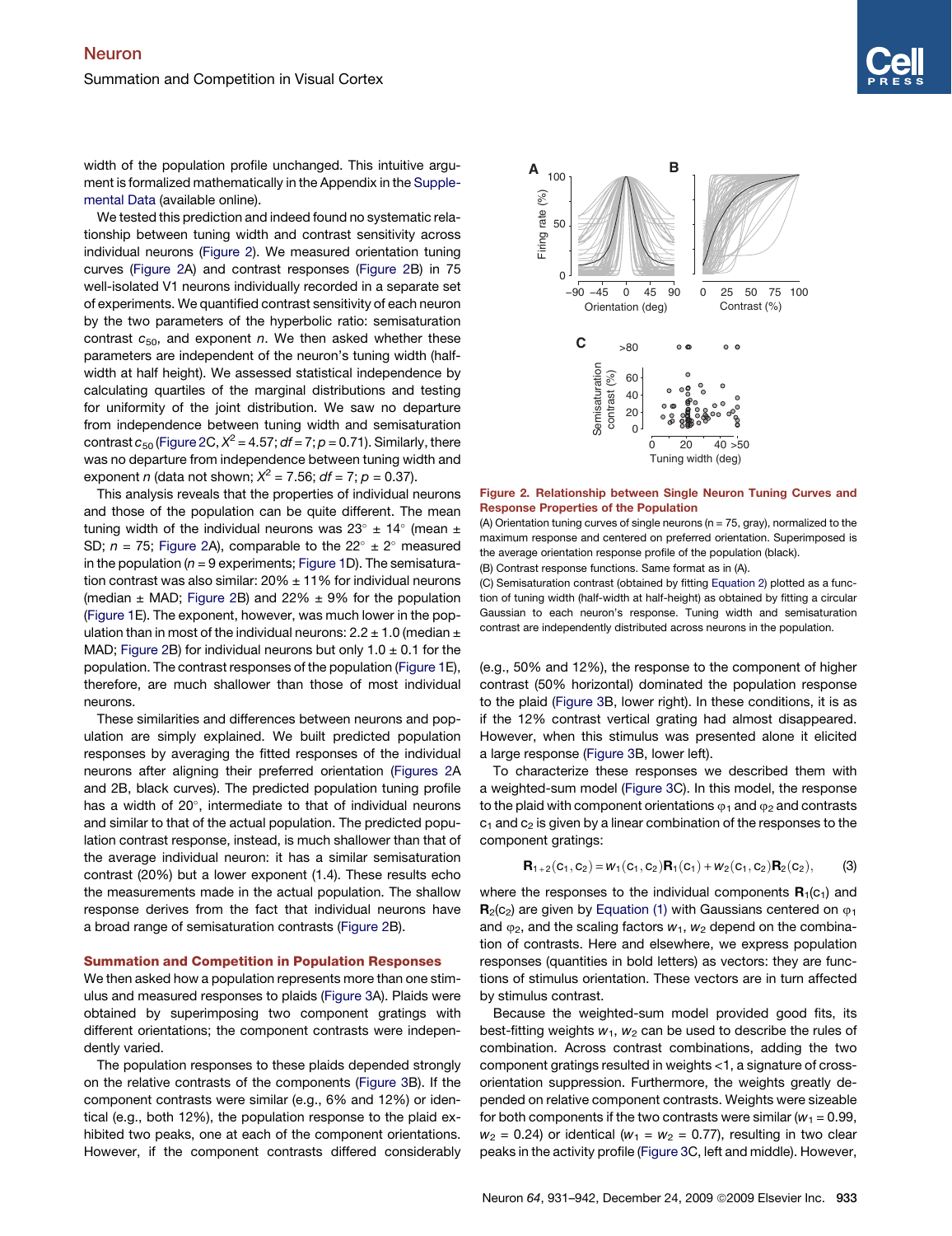width of the population profile unchanged. This intuitive argument is formalized mathematically in the Appendix in the Supplemental Data (available online).

We tested this prediction and indeed found no systematic relationship between tuning width and contrast sensitivity across individual neurons (Figure 2). We measured orientation tuning curves (Figure 2A) and contrast responses (Figure 2B) in 75 well-isolated V1 neurons individually recorded in a separate set of experiments. We quantified contrast sensitivity of each neuron by the two parameters of the hyperbolic ratio: semisaturation contrast $c_{50}$, and exponent $n$. We then asked whether these parameters are independent of the neuron's tuning width (half-width at half height). We assessed statistical independence by calculating quartiles of the marginal distributions and testing for uniformity of the joint distribution. We saw no departure from independence between tuning width and semisaturation contrast $c_{50}$ (Figure 2C, $X^2 = 4.57$; $df = 7$; $p = 0.71$). Similarly, there was no departure from independence between tuning width and exponent $n$ (data not shown; $X^2 = 7.56$; $df = 7$; $p = 0.37$).

This analysis reveals that the properties of individual neurons and those of the population can be quite different. The mean tuning width of the individual neurons was $23° \pm 14°$ (mean ± SD; $n = 75$; Figure 2A), comparable to the $22° \pm 2°$ measured in the population ($n = 9$ experiments; Figure 1D). The semisaturation contrast was also similar: 20% ± 11% for individual neurons (median ± MAD; Figure 2B) and 22% ± 9% for the population (Figure 1E). The exponent, however, was much lower in the population than in most of the individual neurons: $2.2 \pm 1.0$ (median ± MAD; Figure 2B) for individual neurons but only $1.0 \pm 0.1$ for the population. The contrast responses of the population (Figure 1E), therefore, are much shallower than those of most individual neurons.

These similarities and differences between neurons and population are simply explained. We built predicted population responses by averaging the fitted responses of the individual neurons after aligning their preferred orientation (Figures 2A and 2B, black curves). The predicted population tuning profile has a width of 20°, intermediate to that of individual neurons and similar to that of the actual population. The predicted population contrast response, instead, is much shallower than that of the average individual neuron: it has a similar semisaturation contrast (20%) but a lower exponent (1.4). These results echo the measurements made in the actual population. The shallow response derives from the fact that individual neurons have a broad range of semisaturation contrasts (Figure 2B).

**Figure 2. Relationship between Single Neuron Tuning Curves and Response Properties of the Population**

(A) Orientation tuning curves of single neurons (n = 75, gray), normalized to the maximum response and centered on preferred orientation. Superimposed is the average orientation response profile of the population (black).

(B) Contrast response functions. Same format as in (A).

(C) Semisaturation contrast (obtained by fitting Equation 2) plotted as a function of tuning width (half-width at half-height) as obtained by fitting a circular Gaussian to each neuron's response. Tuning width and semisaturation contrast are independently distributed across neurons in the population.

### Summation and Competition in Population Responses

We then asked how a population represents more than one stimulus and measured responses to plaids (Figure 3A). Plaids were obtained by superimposing two component gratings with different orientations; the component contrasts were independently varied.

The population responses to these plaids depended strongly on the relative contrasts of the components (Figure 3B). If the component contrasts were similar (e.g., 6% and 12%) or identical (e.g., both 12%), the population response to the plaid exhibited two peaks, one at each of the component orientations. However, if the component contrasts differed considerably (e.g., 50% and 12%), the response to the component of higher contrast (50% horizontal) dominated the population response to the plaid (Figure 3B, lower right). In these conditions, it is as if the 12% contrast vertical grating had almost disappeared. However, when this stimulus was presented alone it elicited a large response (Figure 3B, lower left).

To characterize these responses we described them with a weighted-sum model (Figure 3C). In this model, the response to the plaid with component orientations $\varphi_1$ and $\varphi_2$ and contrasts $c_1$ and $c_2$ is given by a linear combination of the responses to the component gratings:

$$\mathbf{R}_{1+2}(c_1, c_2) = w_1(c_1, c_2)\mathbf{R}_1(c_1) + w_2(c_1, c_2)\mathbf{R}_2(c_2), \tag{3}$$

where the responses to the individual components $\mathbf{R}_1(c_1)$ and $\mathbf{R}_2(c_2)$ are given by Equation (1) with Gaussians centered on $\varphi_1$ and $\varphi_2$, and the scaling factors $w_1$, $w_2$ depend on the combination of contrasts. Here and elsewhere, we express population responses (quantities in bold letters) as vectors: they are functions of stimulus orientation. These vectors are in turn affected by stimulus contrast.

Because the weighted-sum model provided good fits, its best-fitting weights $w_1$, $w_2$ can be used to describe the rules of combination. Across contrast combinations, adding the two component gratings resulted in weights <1, a signature of cross-orientation suppression. Furthermore, the weights greatly depended on relative component contrasts. Weights were sizeable for both components if the two contrasts were similar ($w_1 = 0.99$, $w_2 = 0.24$) or identical ($w_1 = w_2 = 0.77$), resulting in two clear peaks in the activity profile (Figure 3C, left and middle). However,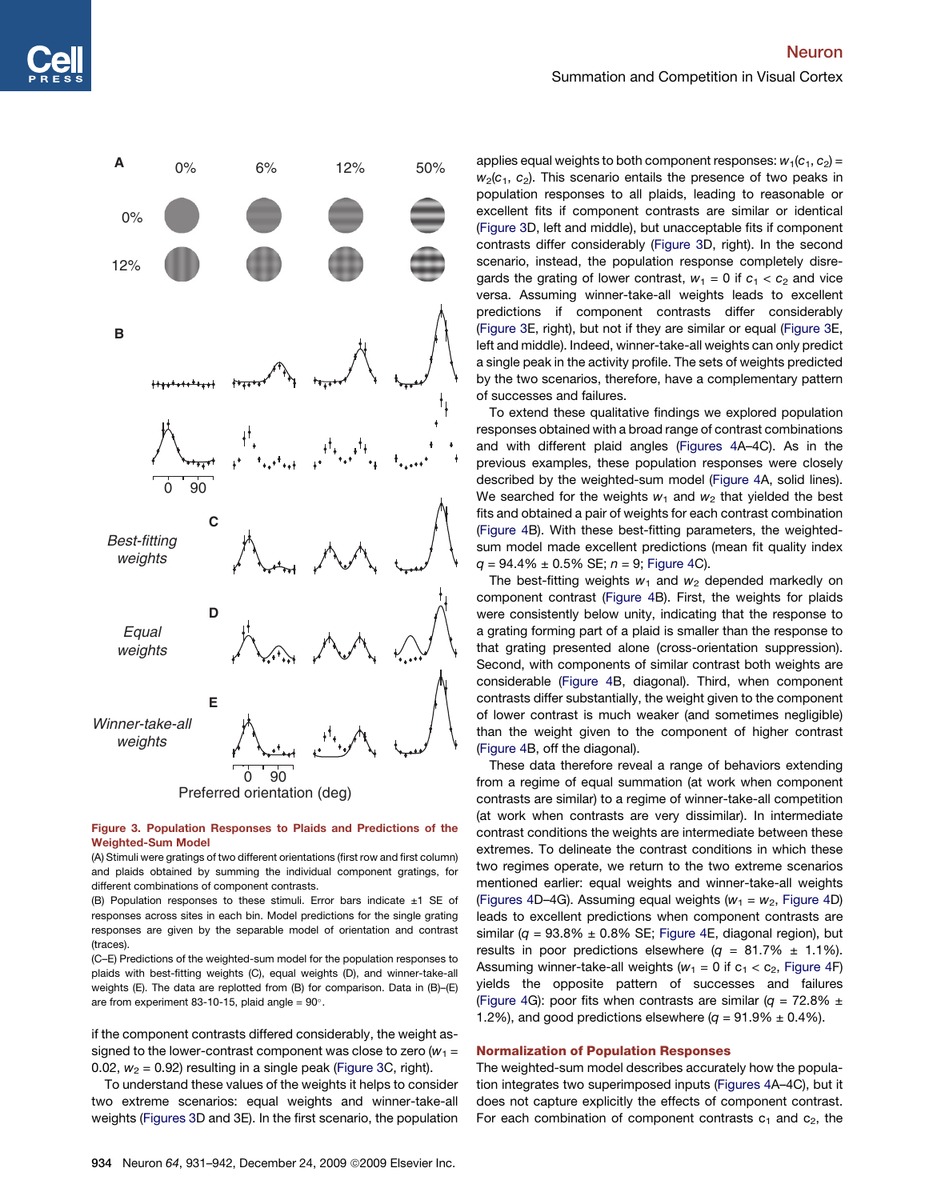**Figure 3. Population Responses to Plaids and Predictions of the Weighted-Sum Model**

(A) Stimuli were gratings of two different orientations (first row and first column) and plaids obtained by summing the individual component gratings, for different combinations of component contrasts.

(B) Population responses to these stimuli. Error bars indicate ±1 SE of responses across sites in each bin. Model predictions for the single grating responses are given by the separable model of orientation and contrast (traces).

(C–E) Predictions of the weighted-sum model for the population responses to plaids with best-fitting weights (C), equal weights (D), and winner-take-all weights (E). The data are replotted from (B) for comparison. Data in (B)–(E) are from experiment 83-10-15, plaid angle = 90°.

if the component contrasts differed considerably, the weight assigned to the lower-contrast component was close to zero ($w_1$ = 0.02, $w_2$ = 0.92) resulting in a single peak (Figure 3C, right).

To understand these values of the weights it helps to consider two extreme scenarios: equal weights and winner-take-all weights (Figures 3D and 3E). In the first scenario, the population applies equal weights to both component responses: $w_1(c_1, c_2) = w_2(c_1, c_2)$. This scenario entails the presence of two peaks in population responses to all plaids, leading to reasonable or excellent fits if component contrasts are similar or identical (Figure 3D, left and middle), but unacceptable fits if component contrasts differ considerably (Figure 3D, right). In the second scenario, instead, the population response completely disregards the grating of lower contrast, $w_1 = 0$ if $c_1 < c_2$ and vice versa. Assuming winner-take-all weights leads to excellent predictions if component contrasts differ considerably (Figure 3E, right), but not if they are similar or equal (Figure 3E, left and middle). Indeed, winner-take-all weights can only predict a single peak in the activity profile. The sets of weights predicted by the two scenarios, therefore, have a complementary pattern of successes and failures.

To extend these qualitative findings we explored population responses obtained with a broad range of contrast combinations and with different plaid angles (Figures 4A–4C). As in the previous examples, these population responses were closely described by the weighted-sum model (Figure 4A, solid lines). We searched for the weights $w_1$ and $w_2$ that yielded the best fits and obtained a pair of weights for each contrast combination (Figure 4B). With these best-fitting parameters, the weighted-sum model made excellent predictions (mean fit quality index $q$ = 94.4% ± 0.5% SE; $n$ = 9; Figure 4C).

The best-fitting weights $w_1$ and $w_2$ depended markedly on component contrast (Figure 4B). First, the weights for plaids were consistently below unity, indicating that the response to a grating forming part of a plaid is smaller than the response to that grating presented alone (cross-orientation suppression). Second, with components of similar contrast both weights are considerable (Figure 4B, diagonal). Third, when component contrasts differ substantially, the weight given to the component of lower contrast is much weaker (and sometimes negligible) than the weight given to the component of higher contrast (Figure 4B, off the diagonal).

These data therefore reveal a range of behaviors extending from a regime of equal summation (at work when component contrasts are similar) to a regime of winner-take-all competition (at work when contrasts are very dissimilar). In intermediate contrast conditions the weights are intermediate between these extremes. To delineate the contrast conditions in which these two regimes operate, we return to the two extreme scenarios mentioned earlier: equal weights and winner-take-all weights (Figures 4D–4G). Assuming equal weights ($w_1 = w_2$, Figure 4D) leads to excellent predictions when component contrasts are similar ($q$ = 93.8% ± 0.8% SE; Figure 4E, diagonal region), but results in poor predictions elsewhere ($q$ = 81.7% ± 1.1%). Assuming winner-take-all weights ($w_1 = 0$ if $c_1 < c_2$, Figure 4F) yields the opposite pattern of successes and failures (Figure 4G): poor fits when contrasts are similar ($q$ = 72.8% ± 1.2%), and good predictions elsewhere ($q$ = 91.9% ± 0.4%).

## Normalization of Population Responses

The weighted-sum model describes accurately how the population integrates two superimposed inputs (Figures 4A–4C), but it does not capture explicitly the effects of component contrast. For each combination of component contrasts $c_1$ and $c_2$, the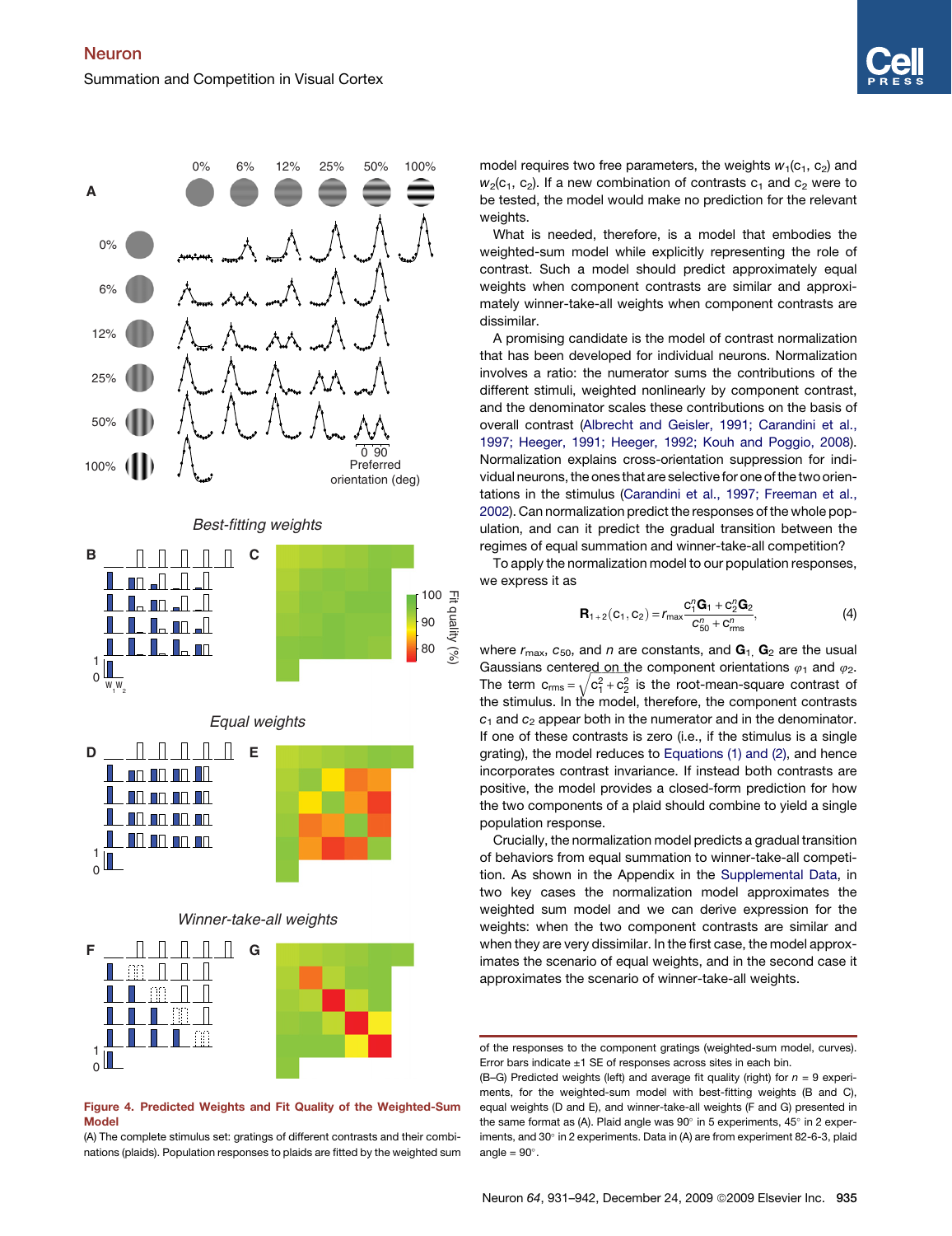model requires two free parameters, the weights $w_1(c_1, c_2)$ and $w_2(c_1, c_2)$. If a new combination of contrasts $c_1$ and $c_2$ were to be tested, the model would make no prediction for the relevant weights.

What is needed, therefore, is a model that embodies the weighted-sum model while explicitly representing the role of contrast. Such a model should predict approximately equal weights when component contrasts are similar and approximately winner-take-all weights when component contrasts are dissimilar.

A promising candidate is the model of contrast normalization that has been developed for individual neurons. Normalization involves a ratio: the numerator sums the contributions of the different stimuli, weighted nonlinearly by component contrast, and the denominator scales these contributions on the basis of overall contrast (Albrecht and Geisler, 1991; Carandini et al., 1997; Heeger, 1991; Heeger, 1992; Kouh and Poggio, 2008). Normalization explains cross-orientation suppression for individual neurons, the ones that are selective for one of the two orientations in the stimulus (Carandini et al., 1997; Freeman et al., 2002). Can normalization predict the responses of the whole population, and can it predict the gradual transition between the regimes of equal summation and winner-take-all competition?

To apply the normalization model to our population responses, we express it as

$$\mathbf{R}_{1+2}(c_1, c_2) = r_{max}\frac{c_1^n\mathbf{G}_1 + c_2^n\mathbf{G}_2}{c_{50}^n + c_{rms}^n}, \tag{4}$$

where $r_{max}$, $c_{50}$, and $n$ are constants, and $\mathbf{G}_1$, $\mathbf{G}_2$ are the usual Gaussians centered on the component orientations $\varphi_1$ and $\varphi_2$. The term $c_{rms} = \sqrt{c_1^2 + c_2^2}$ is the root-mean-square contrast of the stimulus. In the model, therefore, the component contrasts $c_1$ and $c_2$ appear both in the numerator and in the denominator. If one of these contrasts is zero (i.e., if the stimulus is a single grating), the model reduces to Equations (1) and (2), and hence incorporates contrast invariance. If instead both contrasts are positive, the model provides a closed-form prediction for how the two components of a plaid should combine to yield a single population response.

Crucially, the normalization model predicts a gradual transition of behaviors from equal summation to winner-take-all competition. As shown in the Appendix in the Supplemental Data, in two key cases the normalization model approximates the weighted sum model and we can derive expression for the weights: when the two component contrasts are similar and when they are very dissimilar. In the first case, the model approximates the scenario of equal weights, and in the second case it approximates the scenario of winner-take-all weights.

**Figure 4. Predicted Weights and Fit Quality of the Weighted-Sum Model**

(A) The complete stimulus set: gratings of different contrasts and their combinations (plaids). Population responses to plaids are fitted by the weighted sum of the responses to the component gratings (weighted-sum model, curves). Error bars indicate ±1 SE of responses across sites in each bin.

(B–G) Predicted weights (left) and average fit quality (right) for $n = 9$ experiments, for the weighted-sum model with best-fitting weights (B and C), equal weights (D and E), and winner-take-all weights (F and G) presented in the same format as (A). Plaid angle was 90° in 5 experiments, 45° in 2 experiments, and 30° in 2 experiments. Data in (A) are from experiment 82-6-3, plaid angle = 90°.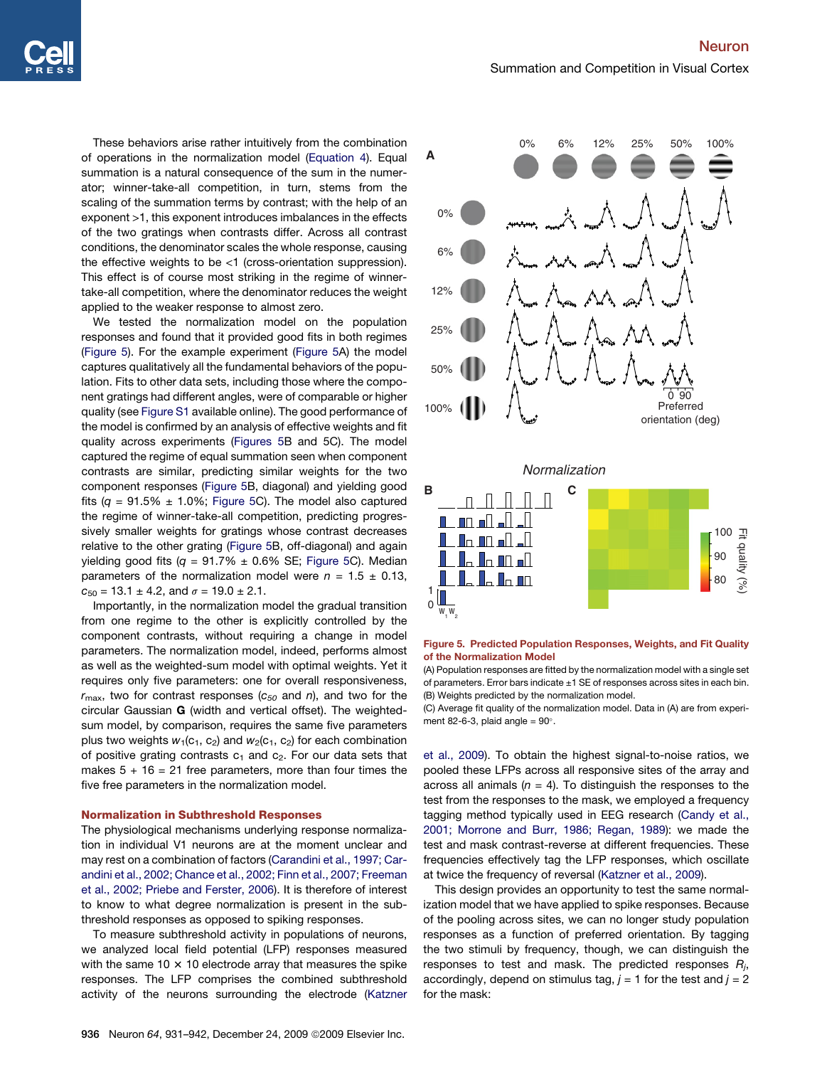These behaviors arise rather intuitively from the combination of operations in the normalization model (Equation 4). Equal summation is a natural consequence of the sum in the numerator; winner-take-all competition, in turn, stems from the scaling of the summation terms by contrast; with the help of an exponent >1, this exponent introduces imbalances in the effects of the two gratings when contrasts differ. Across all contrast conditions, the denominator scales the whole response, causing the effective weights to be <1 (cross-orientation suppression). This effect is of course most striking in the regime of winner-take-all competition, where the denominator reduces the weight applied to the weaker response to almost zero.

We tested the normalization model on the population responses and found that it provided good fits in both regimes (Figure 5). For the example experiment (Figure 5A) the model captures qualitatively all the fundamental behaviors of the population. Fits to other data sets, including those where the component gratings had different angles, were of comparable or higher quality (see Figure S1 available online). The good performance of the model is confirmed by an analysis of effective weights and fit quality across experiments (Figures 5B and 5C). The model captured the regime of equal summation seen when component contrasts are similar, predicting similar weights for the two component responses (Figure 5B, diagonal) and yielding good fits ($q$ = 91.5% ± 1.0%; Figure 5C). The model also captured the regime of winner-take-all competition, predicting progressively smaller weights for gratings whose contrast decreases relative to the other grating (Figure 5B, off-diagonal) and again yielding good fits ($q$ = 91.7% ± 0.6% SE; Figure 5C). Median parameters of the normalization model were $n$ = 1.5 ± 0.13, $c_{50}$ = 13.1 ± 4.2, and $\sigma$ = 19.0 ± 2.1.

Importantly, in the normalization model the gradual transition from one regime to the other is explicitly controlled by the component contrasts, without requiring a change in model parameters. The normalization model, indeed, performs almost as well as the weighted-sum model with optimal weights. Yet it requires only five parameters: one for overall responsiveness, $r_{\max}$, two for contrast responses ($c_{50}$ and $n$), and two for the circular Gaussian $\mathbf{G}$ (width and vertical offset). The weighted-sum model, by comparison, requires the same five parameters plus two weights $w_1(c_1, c_2)$ and $w_2(c_1, c_2)$ for each combination of positive grating contrasts $c_1$ and $c_2$. For our data sets that makes 5 + 16 = 21 free parameters, more than four times the five free parameters in the normalization model.

## Normalization in Subthreshold Responses

The physiological mechanisms underlying response normalization in individual V1 neurons are at the moment unclear and may rest on a combination of factors (Carandini et al., 1997; Carandini et al., 2002; Chance et al., 2002; Finn et al., 2007; Freeman et al., 2002; Priebe and Ferster, 2006). It is therefore of interest to know to what degree normalization is present in the subthreshold responses as opposed to spiking responses.

To measure subthreshold activity in populations of neurons, we analyzed local field potential (LFP) responses measured with the same 10 × 10 electrode array that measures the spike responses. The LFP comprises the combined subthreshold activity of the neurons surrounding the electrode (Katzner et al., 2009). To obtain the highest signal-to-noise ratios, we pooled these LFPs across all responsive sites of the array and across all animals ($n$ = 4). To distinguish the responses to the test from the responses to the mask, we employed a frequency tagging method typically used in EEG research (Candy et al., 2001; Morrone and Burr, 1986; Regan, 1989): we made the test and mask contrast-reverse at different frequencies. These frequencies effectively tag the LFP responses, which oscillate at twice the frequency of reversal (Katzner et al., 2009).

This design provides an opportunity to test the same normalization model that we have applied to spike responses. Because of the pooling across sites, we can no longer study population responses as a function of preferred orientation. By tagging the two stimuli by frequency, though, we can distinguish the responses to test and mask. The predicted responses $R_j$, accordingly, depend on stimulus tag, $j$ = 1 for the test and $j$ = 2 for the mask:

**Figure 5. Predicted Population Responses, Weights, and Fit Quality of the Normalization Model**

(A) Population responses are fitted by the normalization model with a single set of parameters. Error bars indicate ±1 SE of responses across sites in each bin.

(B) Weights predicted by the normalization model.

(C) Average fit quality of the normalization model. Data in (A) are from experiment 82-6-3, plaid angle = 90°.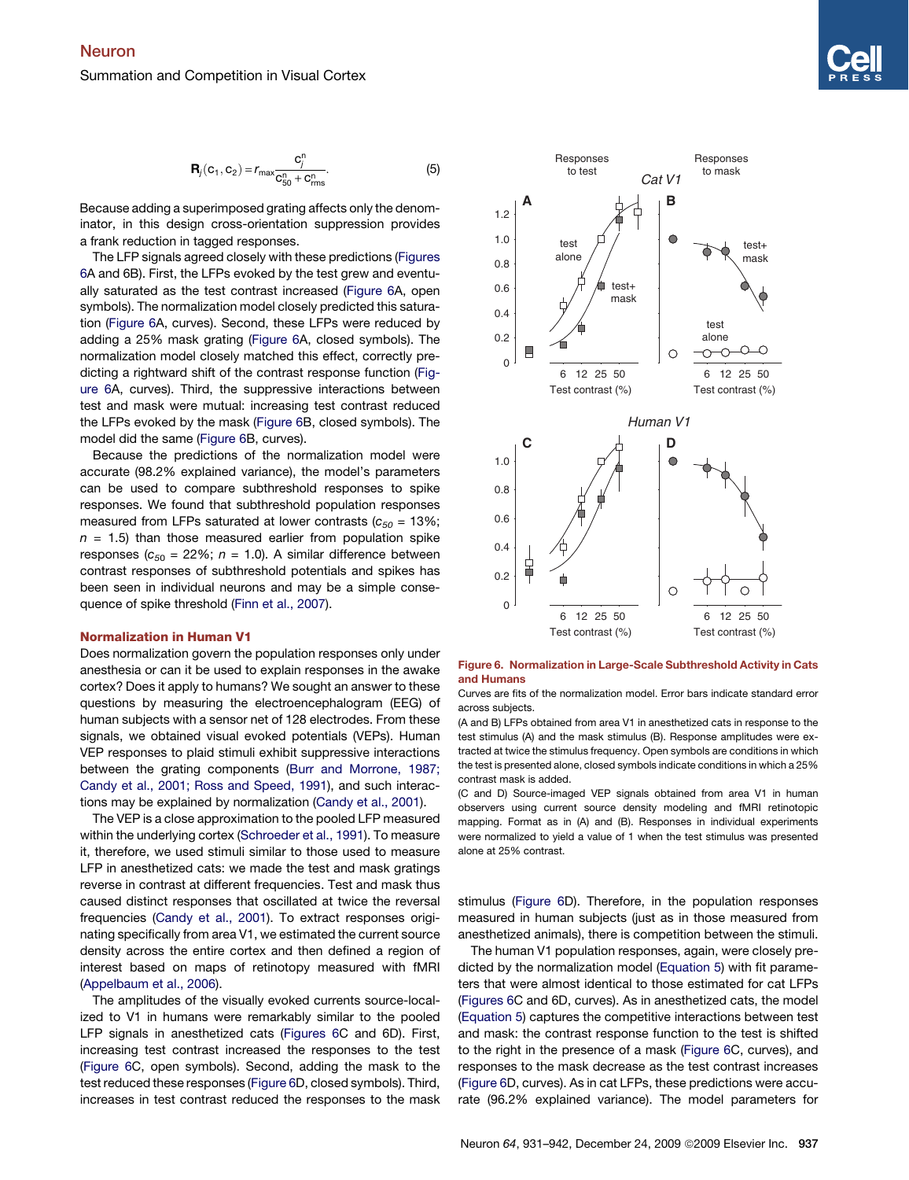$$\mathbf{R}_j(c_1, c_2) = r_{max}\frac{c_j^n}{c_{50}^n + c_{rms}^n}. \quad (5)$$

Because adding a superimposed grating affects only the denominator, in this design cross-orientation suppression provides a frank reduction in tagged responses.

The LFP signals agreed closely with these predictions (Figures 6A and 6B). First, the LFPs evoked by the test grew and eventually saturated as the test contrast increased (Figure 6A, open symbols). The normalization model closely predicted this saturation (Figure 6A, curves). Second, these LFPs were reduced by adding a 25% mask grating (Figure 6A, closed symbols). The normalization model closely matched this effect, correctly predicting a rightward shift of the contrast response function (Figure 6A, curves). Third, the suppressive interactions between test and mask were mutual: increasing test contrast reduced the LFPs evoked by the mask (Figure 6B, closed symbols). The model did the same (Figure 6B, curves).

Because the predictions of the normalization model were accurate (98.2% explained variance), the model's parameters can be used to compare subthreshold responses to spike responses. We found that subthreshold population responses measured from LFPs saturated at lower contrasts ($c_{50}$ = 13%; $n$ = 1.5) than those measured earlier from population spike responses ($c_{50}$ = 22%; $n$ = 1.0). A similar difference between contrast responses of subthreshold potentials and spikes has been seen in individual neurons and may be a simple consequence of spike threshold (Finn et al., 2007).

## Normalization in Human V1

Does normalization govern the population responses only under anesthesia or can it be used to explain responses in the awake cortex? Does it apply to humans? We sought an answer to these questions by measuring the electroencephalogram (EEG) of human subjects with a sensor net of 128 electrodes. From these signals, we obtained visual evoked potentials (VEPs). Human VEP responses to plaid stimuli exhibit suppressive interactions between the grating components (Burr and Morrone, 1987; Candy et al., 2001; Ross and Speed, 1991), and such interactions may be explained by normalization (Candy et al., 2001).

The VEP is a close approximation to the pooled LFP measured within the underlying cortex (Schroeder et al., 1991). To measure it, therefore, we used stimuli similar to those used to measure LFP in anesthetized cats: we made the test and mask gratings reverse in contrast at different frequencies. Test and mask thus caused distinct responses that oscillated at twice the reversal frequencies (Candy et al., 2001). To extract responses originating specifically from area V1, we estimated the current source density across the entire cortex and then defined a region of interest based on maps of retinotopy measured with fMRI (Appelbaum et al., 2006).

The amplitudes of the visually evoked currents source-localized to V1 in humans were remarkably similar to the pooled LFP signals in anesthetized cats (Figures 6C and 6D). First, increasing test contrast increased the responses to the test (Figure 6C, open symbols). Second, adding the mask to the test reduced these responses (Figure 6D, closed symbols). Third, increases in test contrast reduced the responses to the mask stimulus (Figure 6D). Therefore, in the population responses measured in human subjects (just as in those measured from anesthetized animals), there is competition between the stimuli.

**Figure 6. Normalization in Large-Scale Subthreshold Activity in Cats and Humans**

Curves are fits of the normalization model. Error bars indicate standard error across subjects.

(A and B) LFPs obtained from area V1 in anesthetized cats in response to the test stimulus (A) and the mask stimulus (B). Response amplitudes were extracted at twice the stimulus frequency. Open symbols are conditions in which the test is presented alone, closed symbols indicate conditions in which a 25% contrast mask is added.

(C and D) Source-imaged VEP signals obtained from area V1 in human observers using current source density modeling and fMRI retinotopic mapping. Format as in (A) and (B). Responses in individual experiments were normalized to yield a value of 1 when the test stimulus was presented alone at 25% contrast.

The human V1 population responses, again, were closely predicted by the normalization model (Equation 5) with fit parameters that were almost identical to those estimated for cat LFPs (Figures 6C and 6D, curves). As in anesthetized cats, the model (Equation 5) captures the competitive interactions between test and mask: the contrast response function to the test is shifted to the right in the presence of a mask (Figure 6C, curves), and responses to the mask decrease as the test contrast increases (Figure 6D, curves). As in cat LFPs, these predictions were accurate (96.2% explained variance). The model parameters for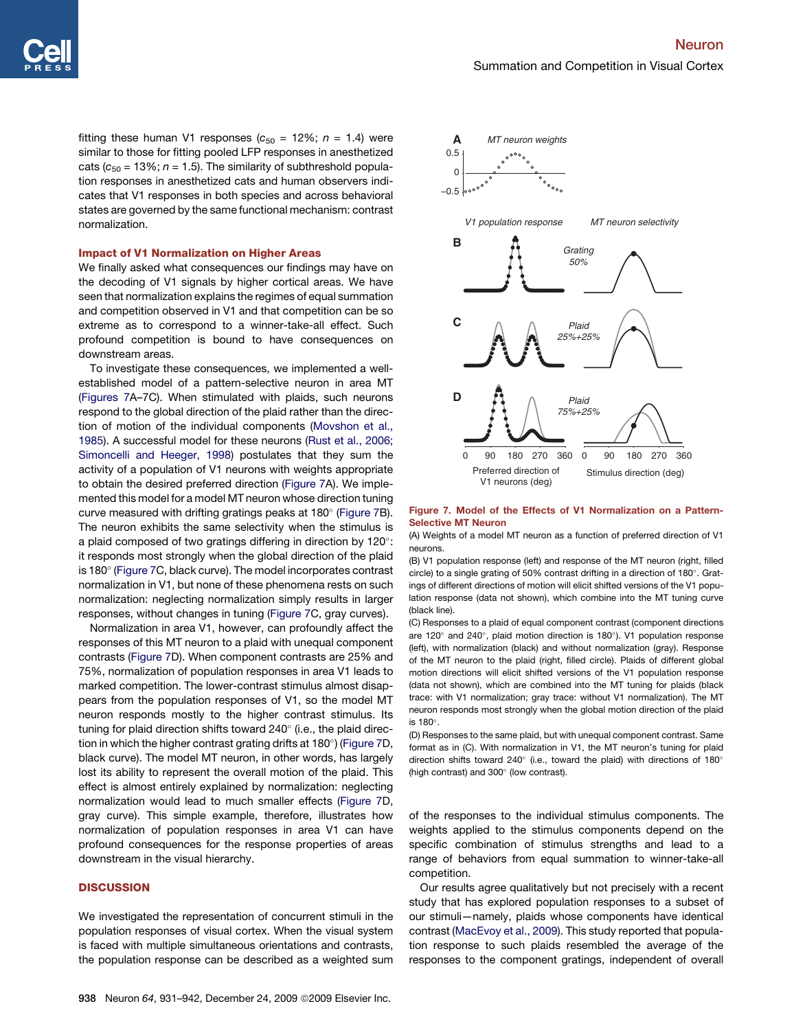fitting these human V1 responses ($c_{50}$ = 12%; $n$ = 1.4) were similar to those for fitting pooled LFP responses in anesthetized cats ($c_{50}$ = 13%; $n$ = 1.5). The similarity of subthreshold population responses in anesthetized cats and human observers indicates that V1 responses in both species and across behavioral states are governed by the same functional mechanism: contrast normalization.

### Impact of V1 Normalization on Higher Areas

We finally asked what consequences our findings may have on the decoding of V1 signals by higher cortical areas. We have seen that normalization explains the regimes of equal summation and competition observed in V1 and that competition can be so extreme as to correspond to a winner-take-all effect. Such profound competition is bound to have consequences on downstream areas.

To investigate these consequences, we implemented a well-established model of a pattern-selective neuron in area MT (Figures 7A–7C). When stimulated with plaids, such neurons respond to the global direction of the plaid rather than the direction of motion of the individual components (Movshon et al., 1985). A successful model for these neurons (Rust et al., 2006; Simoncelli and Heeger, 1998) postulates that they sum the activity of a population of V1 neurons with weights appropriate to obtain the desired preferred direction (Figure 7A). We implemented this model for a model MT neuron whose direction tuning curve measured with drifting gratings peaks at 180° (Figure 7B). The neuron exhibits the same selectivity when the stimulus is a plaid composed of two gratings differing in direction by 120°: it responds most strongly when the global direction of the plaid is 180° (Figure 7C, black curve). The model incorporates contrast normalization in V1, but none of these phenomena rests on such normalization: neglecting normalization simply results in larger responses, without changes in tuning (Figure 7C, gray curves).

Normalization in area V1, however, can profoundly affect the responses of this MT neuron to a plaid with unequal component contrasts (Figure 7D). When component contrasts are 25% and 75%, normalization of population responses in area V1 leads to marked competition. The lower-contrast stimulus almost disappears from the population responses of V1, so the model MT neuron responds mostly to the higher contrast stimulus. Its tuning for plaid direction shifts toward 240° (i.e., the plaid direction in which the higher contrast grating drifts at 180°) (Figure 7D, black curve). The model MT neuron, in other words, has largely lost its ability to represent the overall motion of the plaid. This effect is almost entirely explained by normalization: neglecting normalization would lead to much smaller effects (Figure 7D, gray curve). This simple example, therefore, illustrates how normalization of population responses in area V1 can have profound consequences for the response properties of areas downstream in the visual hierarchy.

**Figure 7. Model of the Effects of V1 Normalization on a Pattern-Selective MT Neuron**

(A) Weights of a model MT neuron as a function of preferred direction of V1 neurons.

(B) V1 population response (left) and response of the MT neuron (right, filled circle) to a single grating of 50% contrast drifting in a direction of 180°. Gratings of different directions of motion will elicit shifted versions of the V1 population response (data not shown), which combine into the MT tuning curve (black line).

(C) Responses to a plaid of equal component contrast (component directions are 120° and 240°, plaid motion direction is 180°). V1 population response (left), with normalization (black) and without normalization (gray). Response of the MT neuron to the plaid (right, filled circle). Plaids of different global motion directions will elicit shifted versions of the V1 population response (data not shown), which are combined into the MT tuning for plaids (black trace: with V1 normalization; gray trace: without V1 normalization). The MT neuron responds most strongly when the global motion direction of the plaid is 180°.

(D) Responses to the same plaid, but with unequal component contrast. Same format as in (C). With normalization in V1, the MT neuron's tuning for plaid direction shifts toward 240° (i.e., toward the plaid) with directions of 180° (high contrast) and 300° (low contrast).

## DISCUSSION

We investigated the representation of concurrent stimuli in the population responses of visual cortex. When the visual system is faced with multiple simultaneous orientations and contrasts, the population response can be described as a weighted sum of the responses to the individual stimulus components. The weights applied to the stimulus components depend on the specific combination of stimulus strengths and lead to a range of behaviors from equal summation to winner-take-all competition.

Our results agree qualitatively but not precisely with a recent study that has explored population responses to a subset of our stimuli—namely, plaids whose components have identical contrast (MacEvoy et al., 2009). This study reported that population response to such plaids resembled the average of the responses to the component gratings, independent of overall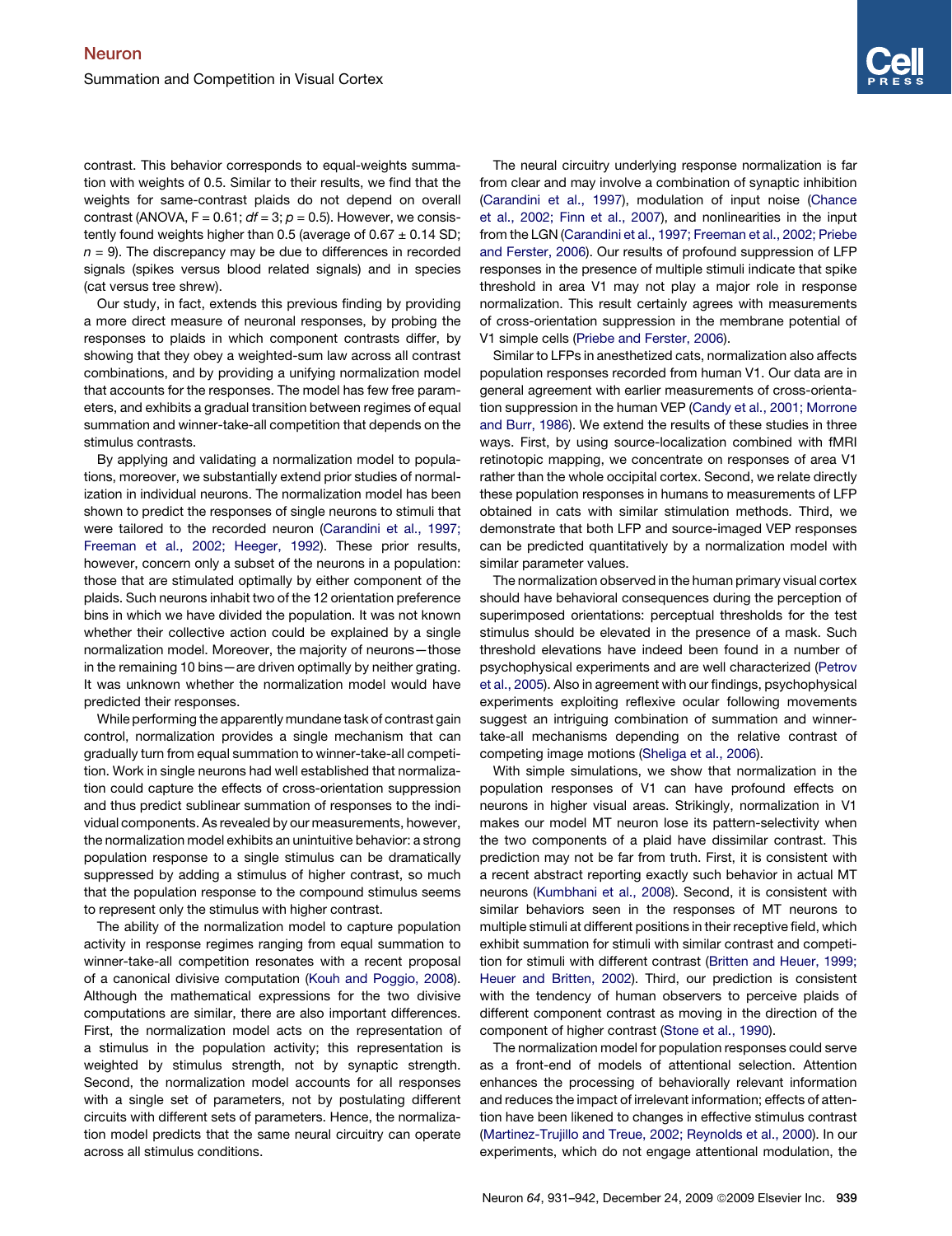contrast. This behavior corresponds to equal-weights summation with weights of 0.5. Similar to their results, we find that the weights for same-contrast plaids do not depend on overall contrast (ANOVA, $F = 0.61$; $df = 3$; $p = 0.5$). However, we consistently found weights higher than 0.5 (average of $0.67 \pm 0.14$ SD; $n = 9$). The discrepancy may be due to differences in recorded signals (spikes versus blood related signals) and in species (cat versus tree shrew).

Our study, in fact, extends this previous finding by providing a more direct measure of neuronal responses, by probing the responses to plaids in which component contrasts differ, by showing that they obey a weighted-sum law across all contrast combinations, and by providing a unifying normalization model that accounts for the responses. The model has few free parameters, and exhibits a gradual transition between regimes of equal summation and winner-take-all competition that depends on the stimulus contrasts.

By applying and validating a normalization model to populations, moreover, we substantially extend prior studies of normalization in individual neurons. The normalization model has been shown to predict the responses of single neurons to stimuli that were tailored to the recorded neuron (Carandini et al., 1997; Freeman et al., 2002; Heeger, 1992). These prior results, however, concern only a subset of the neurons in a population: those that are stimulated optimally by either component of the plaids. Such neurons inhabit two of the 12 orientation preference bins in which we have divided the population. It was not known whether their collective action could be explained by a single normalization model. Moreover, the majority of neurons—those in the remaining 10 bins—are driven optimally by neither grating. It was unknown whether the normalization model would have predicted their responses.

While performing the apparently mundane task of contrast gain control, normalization provides a single mechanism that can gradually turn from equal summation to winner-take-all competition. Work in single neurons had well established that normalization could capture the effects of cross-orientation suppression and thus predict sublinear summation of responses to the individual components. As revealed by our measurements, however, the normalization model exhibits an unintuitive behavior: a strong population response to a single stimulus can be dramatically suppressed by adding a stimulus of higher contrast, so much that the population response to the compound stimulus seems to represent only the stimulus with higher contrast.

The ability of the normalization model to capture population activity in response regimes ranging from equal summation to winner-take-all competition resonates with a recent proposal of a canonical divisive computation (Kouh and Poggio, 2008). Although the mathematical expressions for the two divisive computations are similar, there are also important differences. First, the normalization model acts on the representation of a stimulus in the population activity; this representation is weighted by stimulus strength, not by synaptic strength. Second, the normalization model accounts for all responses with a single set of parameters, not by postulating different circuits with different sets of parameters. Hence, the normalization model predicts that the same neural circuitry can operate across all stimulus conditions.

The neural circuitry underlying response normalization is far from clear and may involve a combination of synaptic inhibition (Carandini et al., 1997), modulation of input noise (Chance et al., 2002; Finn et al., 2007), and nonlinearities in the input from the LGN (Carandini et al., 1997; Freeman et al., 2002; Priebe and Ferster, 2006). Our results of profound suppression of LFP responses in the presence of multiple stimuli indicate that spike threshold in area V1 may not play a major role in response normalization. This result certainly agrees with measurements of cross-orientation suppression in the membrane potential of V1 simple cells (Priebe and Ferster, 2006).

Similar to LFPs in anesthetized cats, normalization also affects population responses recorded from human V1. Our data are in general agreement with earlier measurements of cross-orientation suppression in the human VEP (Candy et al., 2001; Morrone and Burr, 1986). We extend the results of these studies in three ways. First, by using source-localization combined with fMRI retinotopic mapping, we concentrate on responses of area V1 rather than the whole occipital cortex. Second, we relate directly these population responses in humans to measurements of LFP obtained in cats with similar stimulation methods. Third, we demonstrate that both LFP and source-imaged VEP responses can be predicted quantitatively by a normalization model with similar parameter values.

The normalization observed in the human primary visual cortex should have behavioral consequences during the perception of superimposed orientations: perceptual thresholds for the test stimulus should be elevated in the presence of a mask. Such threshold elevations have indeed been found in a number of psychophysical experiments and are well characterized (Petrov et al., 2005). Also in agreement with our findings, psychophysical experiments exploiting reflexive ocular following movements suggest an intriguing combination of summation and winner-take-all mechanisms depending on the relative contrast of competing image motions (Sheliga et al., 2006).

With simple simulations, we show that normalization in the population responses of V1 can have profound effects on neurons in higher visual areas. Strikingly, normalization in V1 makes our model MT neuron lose its pattern-selectivity when the two components of a plaid have dissimilar contrast. This prediction may not be far from truth. First, it is consistent with a recent abstract reporting exactly such behavior in actual MT neurons (Kumbhani et al., 2008). Second, it is consistent with similar behaviors seen in the responses of MT neurons to multiple stimuli at different positions in their receptive field, which exhibit summation for stimuli with similar contrast and competition for stimuli with different contrast (Britten and Heuer, 1999; Heuer and Britten, 2002). Third, our prediction is consistent with the tendency of human observers to perceive plaids of different component contrast as moving in the direction of the component of higher contrast (Stone et al., 1990).

The normalization model for population responses could serve as a front-end of models of attentional selection. Attention enhances the processing of behaviorally relevant information and reduces the impact of irrelevant information; effects of attention have been likened to changes in effective stimulus contrast (Martinez-Trujillo and Treue, 2002; Reynolds et al., 2000). In our experiments, which do not engage attentional modulation, the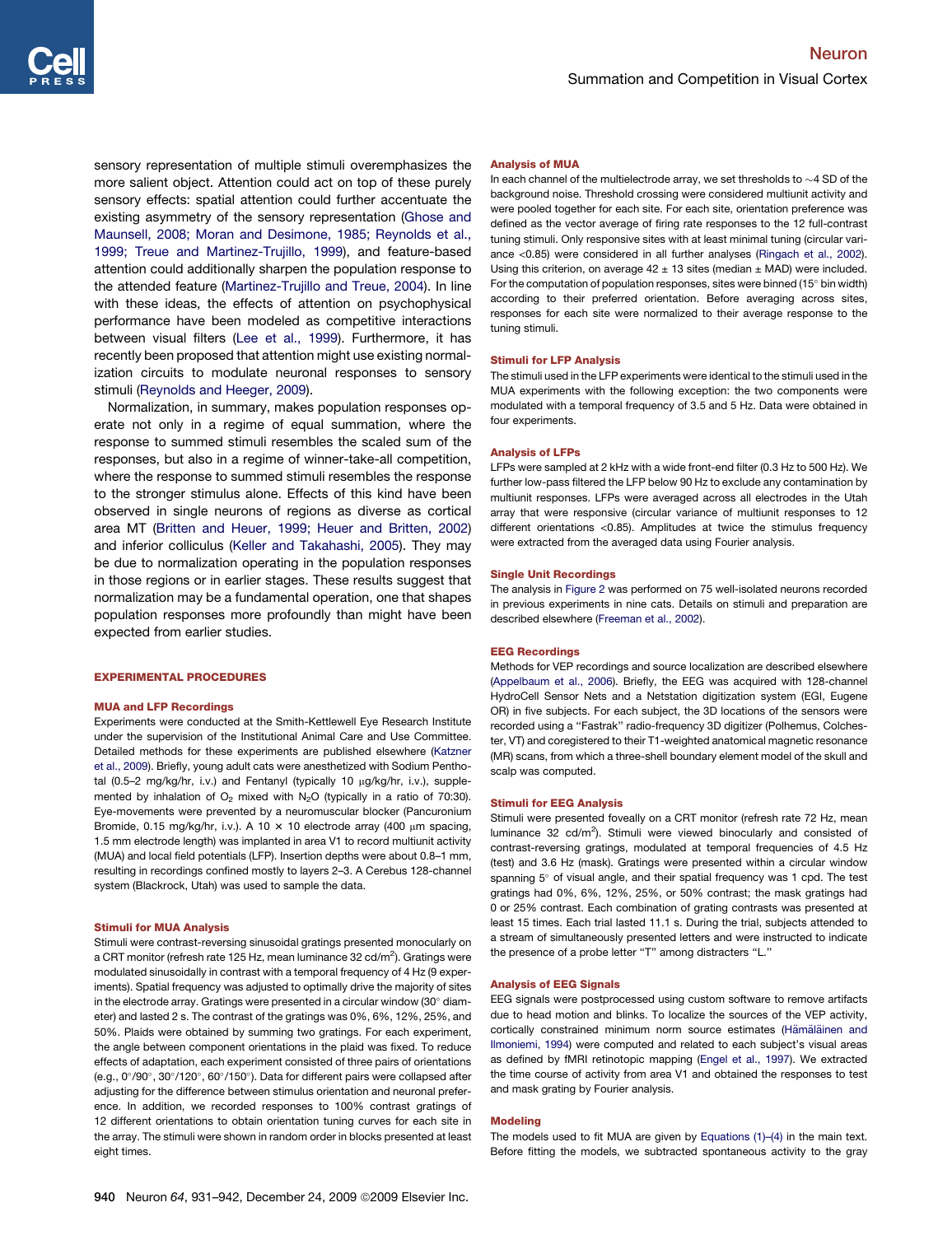sensory representation of multiple stimuli overemphasizes the more salient object. Attention could act on top of these purely sensory effects: spatial attention could further accentuate the existing asymmetry of the sensory representation (Ghose and Maunsell, 2008; Moran and Desimone, 1985; Reynolds et al., 1999; Treue and Martinez-Trujillo, 1999), and feature-based attention could additionally sharpen the population response to the attended feature (Martinez-Trujillo and Treue, 2004). In line with these ideas, the effects of attention on psychophysical performance have been modeled as competitive interactions between visual filters (Lee et al., 1999). Furthermore, it has recently been proposed that attention might use existing normalization circuits to modulate neuronal responses to sensory stimuli (Reynolds and Heeger, 2009).

Normalization, in summary, makes population responses operate not only in a regime of equal summation, where the response to summed stimuli resembles the scaled sum of the responses, but also in a regime of winner-take-all competition, where the response to summed stimuli resembles the response to the stronger stimulus alone. Effects of this kind have been observed in single neurons of regions as diverse as cortical area MT (Britten and Heuer, 1999; Heuer and Britten, 2002) and inferior colliculus (Keller and Takahashi, 2005). They may be due to normalization operating in the population responses in those regions or in earlier stages. These results suggest that normalization may be a fundamental operation, one that shapes population responses more profoundly than might have been expected from earlier studies.

## EXPERIMENTAL PROCEDURES

### MUA and LFP Recordings

Experiments were conducted at the Smith-Kettlewell Eye Research Institute under the supervision of the Institutional Animal Care and Use Committee. Detailed methods for these experiments are published elsewhere (Katzner et al., 2009). Briefly, young adult cats were anesthetized with Sodium Penthotal (0.5–2 mg/kg/hr, i.v.) and Fentanyl (typically 10 μg/kg/hr, i.v.), supplemented by inhalation of $O_2$ mixed with $N_2O$ (typically in a ratio of 70:30). Eye-movements were prevented by a neuromuscular blocker (Pancuronium Bromide, 0.15 mg/kg/hr, i.v.). A 10 × 10 electrode array (400 μm spacing, 1.5 mm electrode length) was implanted in area V1 to record multiunit activity (MUA) and local field potentials (LFP). Insertion depths were about 0.8–1 mm, resulting in recordings confined mostly to layers 2–3. A Cerebus 128-channel system (Blackrock, Utah) was used to sample the data.

### Stimuli for MUA Analysis

Stimuli were contrast-reversing sinusoidal gratings presented monocularly on a CRT monitor (refresh rate 125 Hz, mean luminance 32 cd/m$^2$). Gratings were modulated sinusoidally in contrast with a temporal frequency of 4 Hz (9 experiments). Spatial frequency was adjusted to optimally drive the majority of sites in the electrode array. Gratings were presented in a circular window (30° diameter) and lasted 2 s. The contrast of the gratings was 0%, 6%, 12%, 25%, and 50%. Plaids were obtained by summing two gratings. For each experiment, the angle between component orientations in the plaid was fixed. To reduce effects of adaptation, each experiment consisted of three pairs of orientations (e.g., 0°/90°, 30°/120°, 60°/150°). Data for different pairs were collapsed after adjusting for the difference between stimulus orientation and neuronal preference. In addition, we recorded responses to 100% contrast gratings of 12 different orientations to obtain orientation tuning curves for each site in the array. The stimuli were shown in random order in blocks presented at least eight times.

### Analysis of MUA

In each channel of the multielectrode array, we set thresholds to ~4 SD of the background noise. Threshold crossing were considered multiunit activity and were pooled together for each site. For each site, orientation preference was defined as the vector average of firing rate responses to the 12 full-contrast tuning stimuli. Only responsive sites with at least minimal tuning (circular variance <0.85) were considered in all further analyses (Ringach et al., 2002). Using this criterion, on average 42 ± 13 sites (median ± MAD) were included. For the computation of population responses, sites were binned (15° bin width) according to their preferred orientation. Before averaging across sites, responses for each site were normalized to their average response to the tuning stimuli.

### Stimuli for LFP Analysis

The stimuli used in the LFP experiments were identical to the stimuli used in the MUA experiments with the following exception: the two components were modulated with a temporal frequency of 3.5 and 5 Hz. Data were obtained in four experiments.

### Analysis of LFPs

LFPs were sampled at 2 kHz with a wide front-end filter (0.3 Hz to 500 Hz). We further low-pass filtered the LFP below 90 Hz to exclude any contamination by multiunit responses. LFPs were averaged across all electrodes in the Utah array that were responsive (circular variance of multiunit responses to 12 different orientations <0.85). Amplitudes at twice the stimulus frequency were extracted from the averaged data using Fourier analysis.

### Single Unit Recordings

The analysis in Figure 2 was performed on 75 well-isolated neurons recorded in previous experiments in nine cats. Details on stimuli and preparation are described elsewhere (Freeman et al., 2002).

### EEG Recordings

Methods for VEP recordings and source localization are described elsewhere (Appelbaum et al., 2006). Briefly, the EEG was acquired with 128-channel HydroCell Sensor Nets and a Netstation digitization system (EGI, Eugene OR) in five subjects. For each subject, the 3D locations of the sensors were recorded using a "Fastrak" radio-frequency 3D digitizer (Polhemus, Colchester, VT) and coregistered to their T1-weighted anatomical magnetic resonance (MR) scans, from which a three-shell boundary element model of the skull and scalp was computed.

### Stimuli for EEG Analysis

Stimuli were presented foveally on a CRT monitor (refresh rate 72 Hz, mean luminance 32 cd/m$^2$). Stimuli were viewed binocularly and consisted of contrast-reversing gratings, modulated at temporal frequencies of 4.5 Hz (test) and 3.6 Hz (mask). Gratings were presented within a circular window spanning 5° of visual angle, and their spatial frequency was 1 cpd. The test gratings had 0%, 6%, 12%, 25%, or 50% contrast; the mask gratings had 0 or 25% contrast. Each combination of grating contrasts was presented at least 15 times. Each trial lasted 11.1 s. During the trial, subjects attended to a stream of simultaneously presented letters and were instructed to indicate the presence of a probe letter "T" among distracters "L."

### Analysis of EEG Signals

EEG signals were postprocessed using custom software to remove artifacts due to head motion and blinks. To localize the sources of the VEP activity, cortically constrained minimum norm source estimates (Hämäläinen and Ilmoniemi, 1994) were computed and related to each subject's visual areas as defined by fMRI retinotopic mapping (Engel et al., 1997). We extracted the time course of activity from area V1 and obtained the responses to test and mask grating by Fourier analysis.

### Modeling

The models used to fit MUA are given by Equations (1)–(4) in the main text. Before fitting the models, we subtracted spontaneous activity to the gray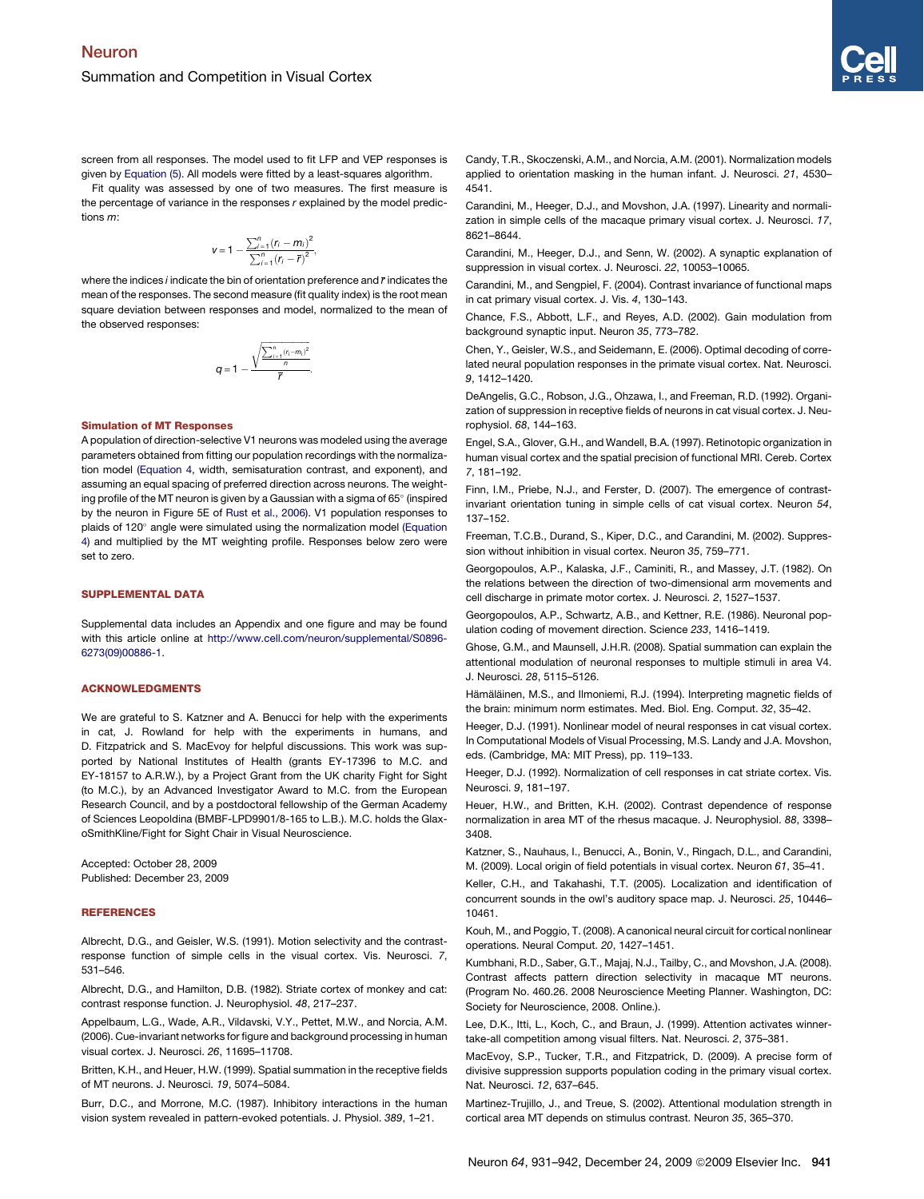screen from all responses. The model used to fit LFP and VEP responses is given by Equation (5). All models were fitted by a least-squares algorithm.

Fit quality was assessed by one of two measures. The first measure is the percentage of variance in the responses $r$ explained by the model predictions $m$:

$$v = 1 - \frac{\sum_{i=1}^{n}(r_i - m_i)^2}{\sum_{i=1}^{n}(r_i - \bar{r})^2},$$

where the indices $i$ indicate the bin of orientation preference and $\bar{r}$ indicates the mean of the responses. The second measure (fit quality index) is the root mean square deviation between responses and model, normalized to the mean of the observed responses:

$$q = 1 - \frac{\sqrt{\frac{\sum_{i=1}^{n}(r_i - m_i)^2}{n}}}{\bar{r}}.$$

### Simulation of MT Responses

A population of direction-selective V1 neurons was modeled using the average parameters obtained from fitting our population recordings with the normalization model (Equation 4, width, semisaturation contrast, and exponent), and assuming an equal spacing of preferred direction across neurons. The weighting profile of the MT neuron is given by a Gaussian with a sigma of 65° (inspired by the neuron in Figure 5E of Rust et al., 2006). V1 population responses to plaids of 120° angle were simulated using the normalization model (Equation 4) and multiplied by the MT weighting profile. Responses below zero were set to zero.

## SUPPLEMENTAL DATA

Supplemental data includes an Appendix and one figure and may be found with this article online at http://www.cell.com/neuron/supplemental/S0896-6273(09)00886-1.

## ACKNOWLEDGMENTS

We are grateful to S. Katzner and A. Benucci for help with the experiments in cat, J. Rowland for help with the experiments in humans, and D. Fitzpatrick and S. MacEvoy for helpful discussions. This work was supported by National Institutes of Health (grants EY-17396 to M.C. and EY-18157 to A.R.W.), by a Project Grant from the UK charity Fight for Sight (to M.C.), by an Advanced Investigator Award to M.C. from the European Research Council, and by a postdoctoral fellowship of the German Academy of Sciences Leopoldina (BMBF-LPD9901/8-165 to L.B.). M.C. holds the GlaxoSmithKline/Fight for Sight Chair in Visual Neuroscience.

Accepted: October 28, 2009
Published: December 23, 2009

## REFERENCES

Albrecht, D.G., and Geisler, W.S. (1991). Motion selectivity and the contrast-response function of simple cells in the visual cortex. Vis. Neurosci. *7*, 531–546.

Albrecht, D.G., and Hamilton, D.B. (1982). Striate cortex of monkey and cat: contrast response function. J. Neurophysiol. *48*, 217–237.

Appelbaum, L.G., Wade, A.R., Vildavski, V.Y., Pettet, M.W., and Norcia, A.M. (2006). Cue-invariant networks for figure and background processing in human visual cortex. J. Neurosci. *26*, 11695–11708.

Britten, K.H., and Heuer, H.W. (1999). Spatial summation in the receptive fields of MT neurons. J. Neurosci. *19*, 5074–5084.

Burr, D.C., and Morrone, M.C. (1987). Inhibitory interactions in the human vision system revealed in pattern-evoked potentials. J. Physiol. *389*, 1–21.

Candy, T.R., Skoczenski, A.M., and Norcia, A.M. (2001). Normalization models applied to orientation masking in the human infant. J. Neurosci. *21*, 4530–4541.

Carandini, M., Heeger, D.J., and Movshon, J.A. (1997). Linearity and normalization in simple cells of the macaque primary visual cortex. J. Neurosci. *17*, 8621–8644.

Carandini, M., Heeger, D.J., and Senn, W. (2002). A synaptic explanation of suppression in visual cortex. J. Neurosci. *22*, 10053–10065.

Carandini, M., and Sengpiel, F. (2004). Contrast invariance of functional maps in cat primary visual cortex. J. Vis. *4*, 130–143.

Chance, F.S., Abbott, L.F., and Reyes, A.D. (2002). Gain modulation from background synaptic input. Neuron *35*, 773–782.

Chen, Y., Geisler, W.S., and Seidemann, E. (2006). Optimal decoding of correlated neural population responses in the primate visual cortex. Nat. Neurosci. *9*, 1412–1420.

DeAngelis, G.C., Robson, J.G., Ohzawa, I., and Freeman, R.D. (1992). Organization of suppression in receptive fields of neurons in cat visual cortex. J. Neurophysiol. *68*, 144–163.

Engel, S.A., Glover, G.H., and Wandell, B.A. (1997). Retinotopic organization in human visual cortex and the spatial precision of functional MRI. Cereb. Cortex *7*, 181–192.

Finn, I.M., Priebe, N.J., and Ferster, D. (2007). The emergence of contrast-invariant orientation tuning in simple cells of cat visual cortex. Neuron *54*, 137–152.

Freeman, T.C.B., Durand, S., Kiper, D.C., and Carandini, M. (2002). Suppression without inhibition in visual cortex. Neuron *35*, 759–771.

Georgopoulos, A.P., Kalaska, J.F., Caminiti, R., and Massey, J.T. (1982). On the relations between the direction of two-dimensional arm movements and cell discharge in primate motor cortex. J. Neurosci. *2*, 1527–1537.

Georgopoulos, A.P., Schwartz, A.B., and Kettner, R.E. (1986). Neuronal population coding of movement direction. Science *233*, 1416–1419.

Ghose, G.M., and Maunsell, J.H.R. (2008). Spatial summation can explain the attentional modulation of neuronal responses to multiple stimuli in area V4. J. Neurosci. *28*, 5115–5126.

Hämäläinen, M.S., and Ilmoniemi, R.J. (1994). Interpreting magnetic fields of the brain: minimum norm estimates. Med. Biol. Eng. Comput. *32*, 35–42.

Heeger, D.J. (1991). Nonlinear model of neural responses in cat visual cortex. In Computational Models of Visual Processing, M.S. Landy and J.A. Movshon, eds. (Cambridge, MA: MIT Press), pp. 119–133.

Heeger, D.J. (1992). Normalization of cell responses in cat striate cortex. Vis. Neurosci. *9*, 181–197.

Heuer, H.W., and Britten, K.H. (2002). Contrast dependence of response normalization in area MT of the rhesus macaque. J. Neurophysiol. *88*, 3398–3408.

Katzner, S., Nauhaus, I., Benucci, A., Bonin, V., Ringach, D.L., and Carandini, M. (2009). Local origin of field potentials in visual cortex. Neuron *61*, 35–41.

Keller, C.H., and Takahashi, T.T. (2005). Localization and identification of concurrent sounds in the owl's auditory space map. J. Neurosci. *25*, 10446–10461.

Kouh, M., and Poggio, T. (2008). A canonical neural circuit for cortical nonlinear operations. Neural Comput. *20*, 1427–1451.

Kumbhani, R.D., Saber, G.T., Majaj, N.J., Tailby, C., and Movshon, J.A. (2008). Contrast affects pattern direction selectivity in macaque MT neurons. (Program No. 460.26. 2008 Neuroscience Meeting Planner. Washington, DC: Society for Neuroscience, 2008. Online.).

Lee, D.K., Itti, L., Koch, C., and Braun, J. (1999). Attention activates winner-take-all competition among visual filters. Nat. Neurosci. *2*, 375–381.

MacEvoy, S.P., Tucker, T.R., and Fitzpatrick, D. (2009). A precise form of divisive suppression supports population coding in the primary visual cortex. Nat. Neurosci. *12*, 637–645.

Martinez-Trujillo, J., and Treue, S. (2002). Attentional modulation strength in cortical area MT depends on stimulus contrast. Neuron *35*, 365–370.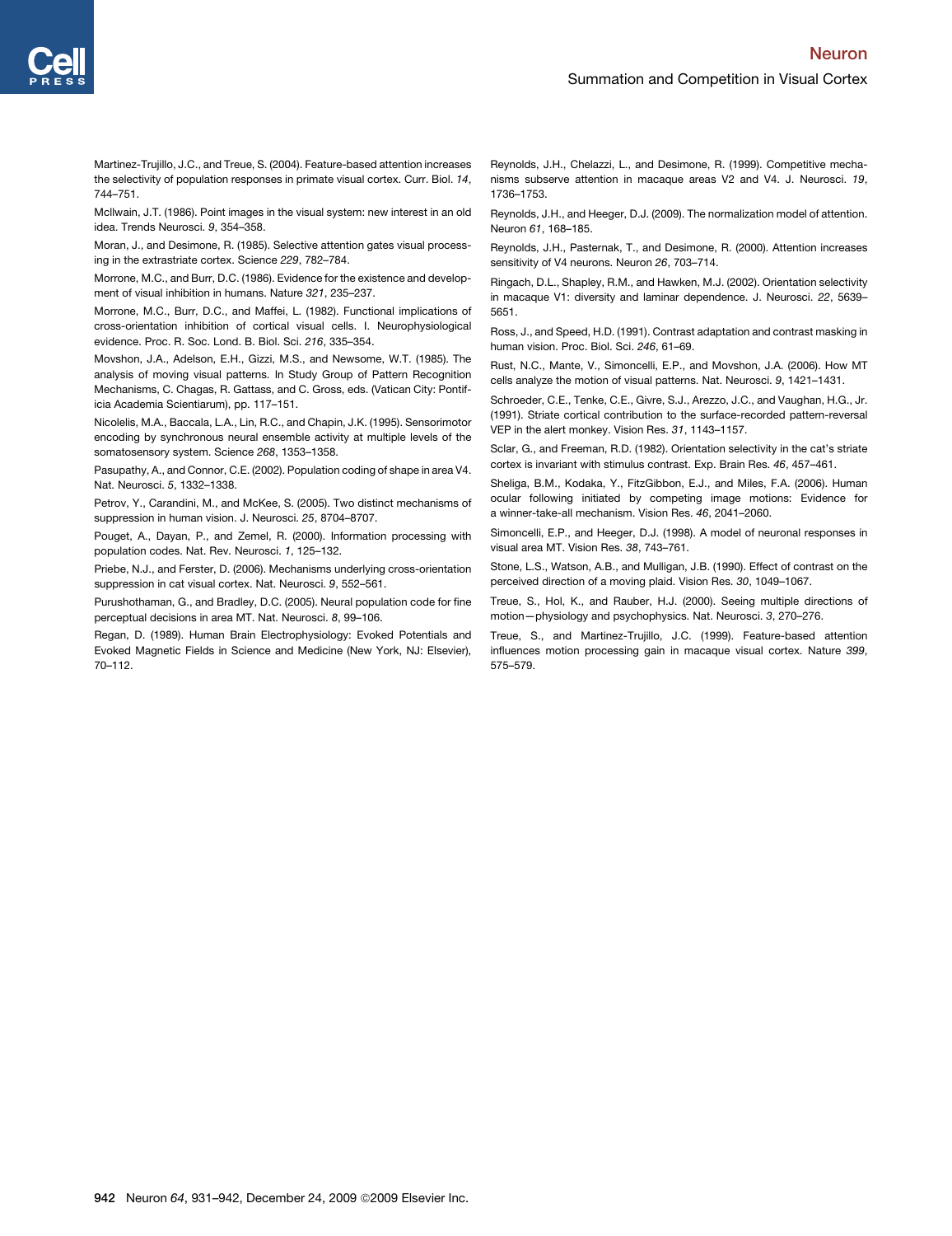Martinez-Trujillo, J.C., and Treue, S. (2004). Feature-based attention increases the selectivity of population responses in primate visual cortex. Curr. Biol. *14*, 744–751.

McIlwain, J.T. (1986). Point images in the visual system: new interest in an old idea. Trends Neurosci. *9*, 354–358.

Moran, J., and Desimone, R. (1985). Selective attention gates visual processing in the extrastriate cortex. Science *229*, 782–784.

Morrone, M.C., and Burr, D.C. (1986). Evidence for the existence and development of visual inhibition in humans. Nature *321*, 235–237.

Morrone, M.C., Burr, D.C., and Maffei, L. (1982). Functional implications of cross-orientation inhibition of cortical visual cells. I. Neurophysiological evidence. Proc. R. Soc. Lond. B. Biol. Sci. *216*, 335–354.

Movshon, J.A., Adelson, E.H., Gizzi, M.S., and Newsome, W.T. (1985). The analysis of moving visual patterns. In Study Group of Pattern Recognition Mechanisms, C. Chagas, R. Gattass, and C. Gross, eds. (Vatican City: Pontificia Academia Scientiarum), pp. 117–151.

Nicolelis, M.A., Baccala, L.A., Lin, R.C., and Chapin, J.K. (1995). Sensorimotor encoding by synchronous neural ensemble activity at multiple levels of the somatosensory system. Science *268*, 1353–1358.

Pasupathy, A., and Connor, C.E. (2002). Population coding of shape in area V4. Nat. Neurosci. *5*, 1332–1338.

Petrov, Y., Carandini, M., and McKee, S. (2005). Two distinct mechanisms of suppression in human vision. J. Neurosci. *25*, 8704–8707.

Pouget, A., Dayan, P., and Zemel, R. (2000). Information processing with population codes. Nat. Rev. Neurosci. *1*, 125–132.

Priebe, N.J., and Ferster, D. (2006). Mechanisms underlying cross-orientation suppression in cat visual cortex. Nat. Neurosci. *9*, 552–561.

Purushothaman, G., and Bradley, D.C. (2005). Neural population code for fine perceptual decisions in area MT. Nat. Neurosci. *8*, 99–106.

Regan, D. (1989). Human Brain Electrophysiology: Evoked Potentials and Evoked Magnetic Fields in Science and Medicine (New York, NJ: Elsevier), 70–112.

Reynolds, J.H., Chelazzi, L., and Desimone, R. (1999). Competitive mechanisms subserve attention in macaque areas V2 and V4. J. Neurosci. *19*, 1736–1753.

Reynolds, J.H., and Heeger, D.J. (2009). The normalization model of attention. Neuron *61*, 168–185.

Reynolds, J.H., Pasternak, T., and Desimone, R. (2000). Attention increases sensitivity of V4 neurons. Neuron *26*, 703–714.

Ringach, D.L., Shapley, R.M., and Hawken, M.J. (2002). Orientation selectivity in macaque V1: diversity and laminar dependence. J. Neurosci. *22*, 5639–5651.

Ross, J., and Speed, H.D. (1991). Contrast adaptation and contrast masking in human vision. Proc. Biol. Sci. *246*, 61–69.

Rust, N.C., Mante, V., Simoncelli, E.P., and Movshon, J.A. (2006). How MT cells analyze the motion of visual patterns. Nat. Neurosci. *9*, 1421–1431.

Schroeder, C.E., Tenke, C.E., Givre, S.J., Arezzo, J.C., and Vaughan, H.G., Jr. (1991). Striate cortical contribution to the surface-recorded pattern-reversal VEP in the alert monkey. Vision Res. *31*, 1143–1157.

Sclar, G., and Freeman, R.D. (1982). Orientation selectivity in the cat's striate cortex is invariant with stimulus contrast. Exp. Brain Res. *46*, 457–461.

Sheliga, B.M., Kodaka, Y., FitzGibbon, E.J., and Miles, F.A. (2006). Human ocular following initiated by competing image motions: Evidence for a winner-take-all mechanism. Vision Res. *46*, 2041–2060.

Simoncelli, E.P., and Heeger, D.J. (1998). A model of neuronal responses in visual area MT. Vision Res. *38*, 743–761.

Stone, L.S., Watson, A.B., and Mulligan, J.B. (1990). Effect of contrast on the perceived direction of a moving plaid. Vision Res. *30*, 1049–1067.

Treue, S., Hol, K., and Rauber, H.J. (2000). Seeing multiple directions of motion—physiology and psychophysics. Nat. Neurosci. *3*, 270–276.

Treue, S., and Martinez-Trujillo, J.C. (1999). Feature-based attention influences motion processing gain in macaque visual cortex. Nature *399*, 575–579.